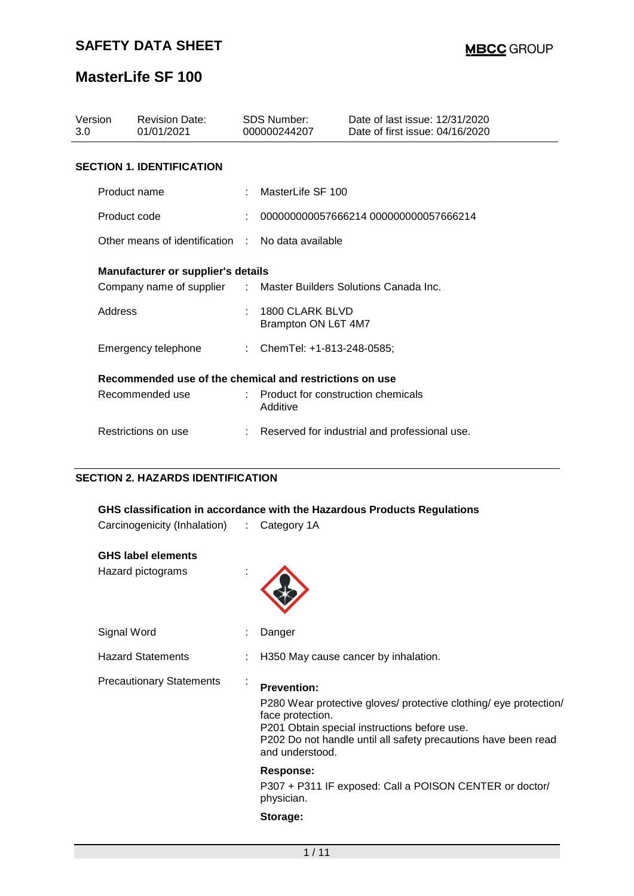# SAFETY DATA SHEET

**MBCC GROUP**

# MasterLife SF 100

| Version | Revision Date: | SDS Number: | Date of last issue: 12/31/2020 |
|---|---|---|---|
| 3.0 | 01/01/2021 | 000000244207 | Date of first issue: 04/16/2020 |

## SECTION 1. IDENTIFICATION

Product name : MasterLife SF 100

Product code : 000000000057666214 000000000057666214

Other means of identification : No data available

**Manufacturer or supplier's details**

Company name of supplier : Master Builders Solutions Canada Inc.

Address : 1800 CLARK BLVD
Brampton ON L6T 4M7

Emergency telephone : ChemTel: +1-813-248-0585;

**Recommended use of the chemical and restrictions on use**

Recommended use : Product for construction chemicals
Additive

Restrictions on use : Reserved for industrial and professional use.

## SECTION 2. HAZARDS IDENTIFICATION

**GHS classification in accordance with the Hazardous Products Regulations**

Carcinogenicity (Inhalation) : Category 1A

**GHS label elements**

Hazard pictograms :

Signal Word : Danger

Hazard Statements : H350 May cause cancer by inhalation.

Precautionary Statements :

**Prevention:**

P280 Wear protective gloves/ protective clothing/ eye protection/ face protection.
P201 Obtain special instructions before use.
P202 Do not handle until all safety precautions have been read and understood.

**Response:**

P307 + P311 IF exposed: Call a POISON CENTER or doctor/ physician.

**Storage:**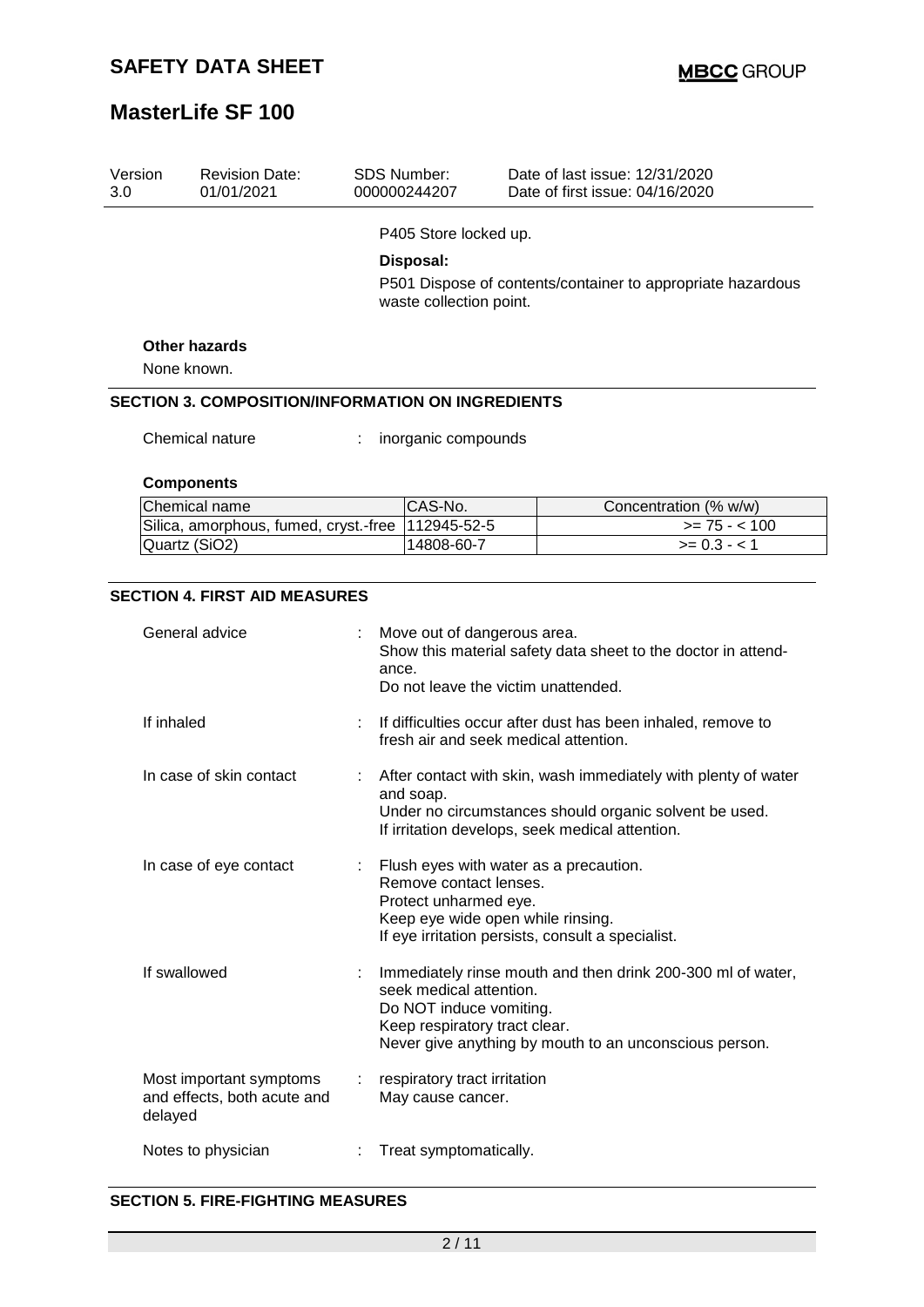| Version | Revision Date: | SDS Number: | Date of last issue: 12/31/2020 |
|---|---|---|---|
| 3.0 | 01/01/2021 | 000000244207 | Date of first issue: 04/16/2020 |

P405 Store locked up.

**Disposal:**

P501 Dispose of contents/container to appropriate hazardous waste collection point.

**Other hazards**

None known.

## SECTION 3. COMPOSITION/INFORMATION ON INGREDIENTS

Chemical nature : inorganic compounds

**Components**

| Chemical name | CAS-No. | Concentration (% w/w) |
|---|---|---|
| Silica, amorphous, fumed, cryst.-free | 112945-52-5 | >= 75 - < 100 |
| Quartz ($SiO_2$) | 14808-60-7 | >= 0.3 - < 1 |

## SECTION 4. FIRST AID MEASURES

| | | |
|---|---|---|
| General advice | : | Move out of dangerous area.<br>Show this material safety data sheet to the doctor in attendance.<br>Do not leave the victim unattended. |
| If inhaled | : | If difficulties occur after dust has been inhaled, remove to fresh air and seek medical attention. |
| In case of skin contact | : | After contact with skin, wash immediately with plenty of water and soap.<br>Under no circumstances should organic solvent be used.<br>If irritation develops, seek medical attention. |
| In case of eye contact | : | Flush eyes with water as a precaution.<br>Remove contact lenses.<br>Protect unharmed eye.<br>Keep eye wide open while rinsing.<br>If eye irritation persists, consult a specialist. |
| If swallowed | : | Immediately rinse mouth and then drink 200-300 ml of water, seek medical attention.<br>Do NOT induce vomiting.<br>Keep respiratory tract clear.<br>Never give anything by mouth to an unconscious person. |
| Most important symptoms and effects, both acute and delayed | : | respiratory tract irritation<br>May cause cancer. |
| Notes to physician | : | Treat symptomatically. |

## SECTION 5. FIRE-FIGHTING MEASURES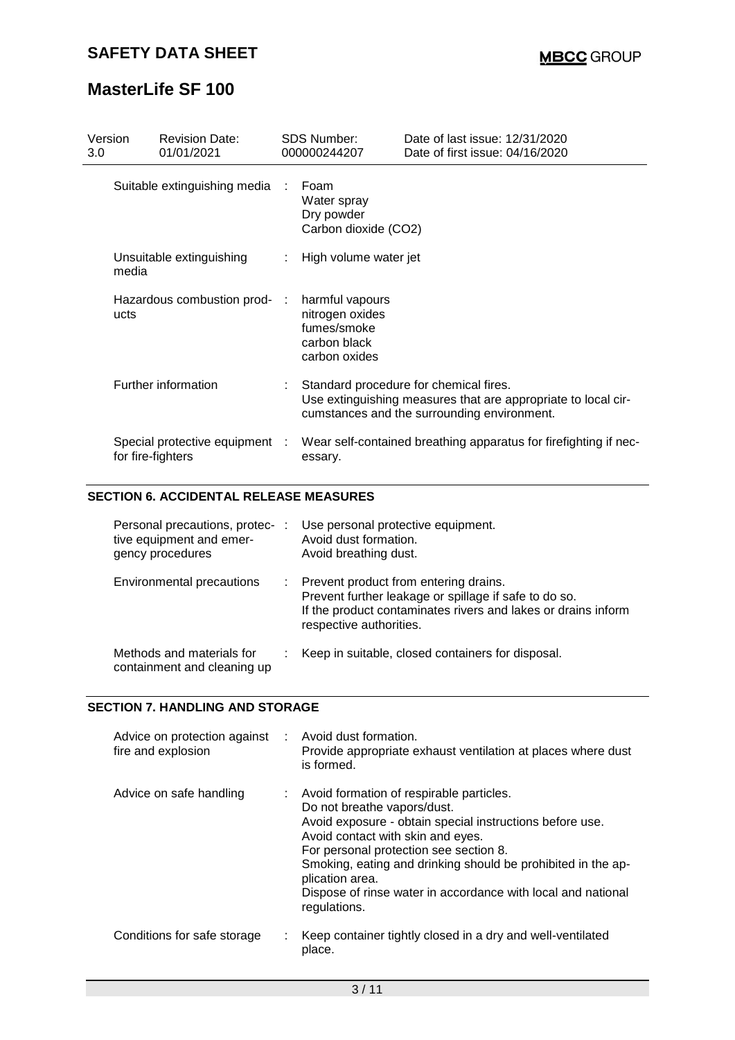| Version 3.0 | Revision Date: 01/01/2021 | SDS Number: 000000244207 | Date of last issue: 12/31/2020 Date of first issue: 04/16/2020 |
|---|---|---|---|

| | | |
|---|---|---|
| Suitable extinguishing media | : | Foam<br>Water spray<br>Dry powder<br>Carbon dioxide ($CO_2$) |
| Unsuitable extinguishing media | : | High volume water jet |
| Hazardous combustion products | : | harmful vapours<br>nitrogen oxides<br>fumes/smoke<br>carbon black<br>carbon oxides |
| Further information | : | Standard procedure for chemical fires.<br>Use extinguishing measures that are appropriate to local circumstances and the surrounding environment. |
| Special protective equipment for fire-fighters | : | Wear self-contained breathing apparatus for firefighting if necessary. |

## SECTION 6. ACCIDENTAL RELEASE MEASURES

| | | |
|---|---|---|
| Personal precautions, protective equipment and emergency procedures | : | Use personal protective equipment.<br>Avoid dust formation.<br>Avoid breathing dust. |
| Environmental precautions | : | Prevent product from entering drains.<br>Prevent further leakage or spillage if safe to do so.<br>If the product contaminates rivers and lakes or drains inform respective authorities. |
| Methods and materials for containment and cleaning up | : | Keep in suitable, closed containers for disposal. |

## SECTION 7. HANDLING AND STORAGE

| | | |
|---|---|---|
| Advice on protection against fire and explosion | : | Avoid dust formation.<br>Provide appropriate exhaust ventilation at places where dust is formed. |
| Advice on safe handling | : | Avoid formation of respirable particles.<br>Do not breathe vapors/dust.<br>Avoid exposure - obtain special instructions before use.<br>Avoid contact with skin and eyes.<br>For personal protection see section 8.<br>Smoking, eating and drinking should be prohibited in the application area.<br>Dispose of rinse water in accordance with local and national regulations. |
| Conditions for safe storage | : | Keep container tightly closed in a dry and well-ventilated place. |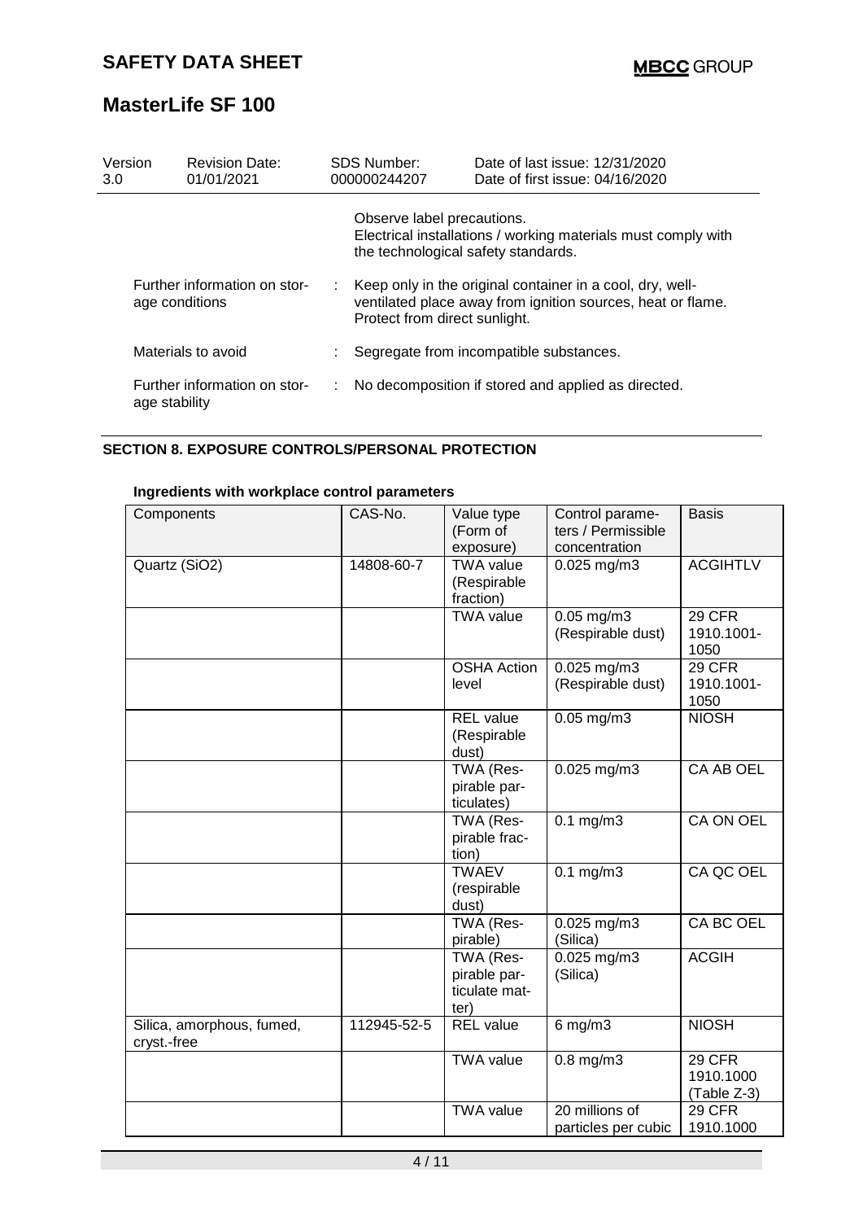Observe label precautions.
Electrical installations / working materials must comply with the technological safety standards.

| | | |
|---|---|---|
| Further information on storage conditions | : | Keep only in the original container in a cool, dry, well-ventilated place away from ignition sources, heat or flame. Protect from direct sunlight. |
| Materials to avoid | : | Segregate from incompatible substances. |
| Further information on storage stability | : | No decomposition if stored and applied as directed. |

## SECTION 8. EXPOSURE CONTROLS/PERSONAL PROTECTION

**Ingredients with workplace control parameters**

| Components | CAS-No. | Value type (Form of exposure) | Control parameters / Permissible concentration | Basis |
|---|---|---|---|---|
| Quartz (SiO2) | 14808-60-7 | TWA value (Respirable fraction) | 0.025 mg/m3 | ACGIHTLV |
| | | TWA value | 0.05 mg/m3 (Respirable dust) | 29 CFR 1910.1001-1050 |
| | | OSHA Action level | 0.025 mg/m3 (Respirable dust) | 29 CFR 1910.1001-1050 |
| | | REL value (Respirable dust) | 0.05 mg/m3 | NIOSH |
| | | TWA (Respirable particulates) | 0.025 mg/m3 | CA AB OEL |
| | | TWA (Respirable fraction) | 0.1 mg/m3 | CA ON OEL |
| | | TWAEV (respirable dust) | 0.1 mg/m3 | CA QC OEL |
| | | TWA (Respirable) | 0.025 mg/m3 (Silica) | CA BC OEL |
| | | TWA (Respirable particulate matter) | 0.025 mg/m3 (Silica) | ACGIH |
| Silica, amorphous, fumed, cryst.-free | 112945-52-5 | REL value | 6 mg/m3 | NIOSH |
| | | TWA value | 0.8 mg/m3 | 29 CFR 1910.1000 (Table Z-3) |
| | | TWA value | 20 millions of particles per cubic | 29 CFR 1910.1000 |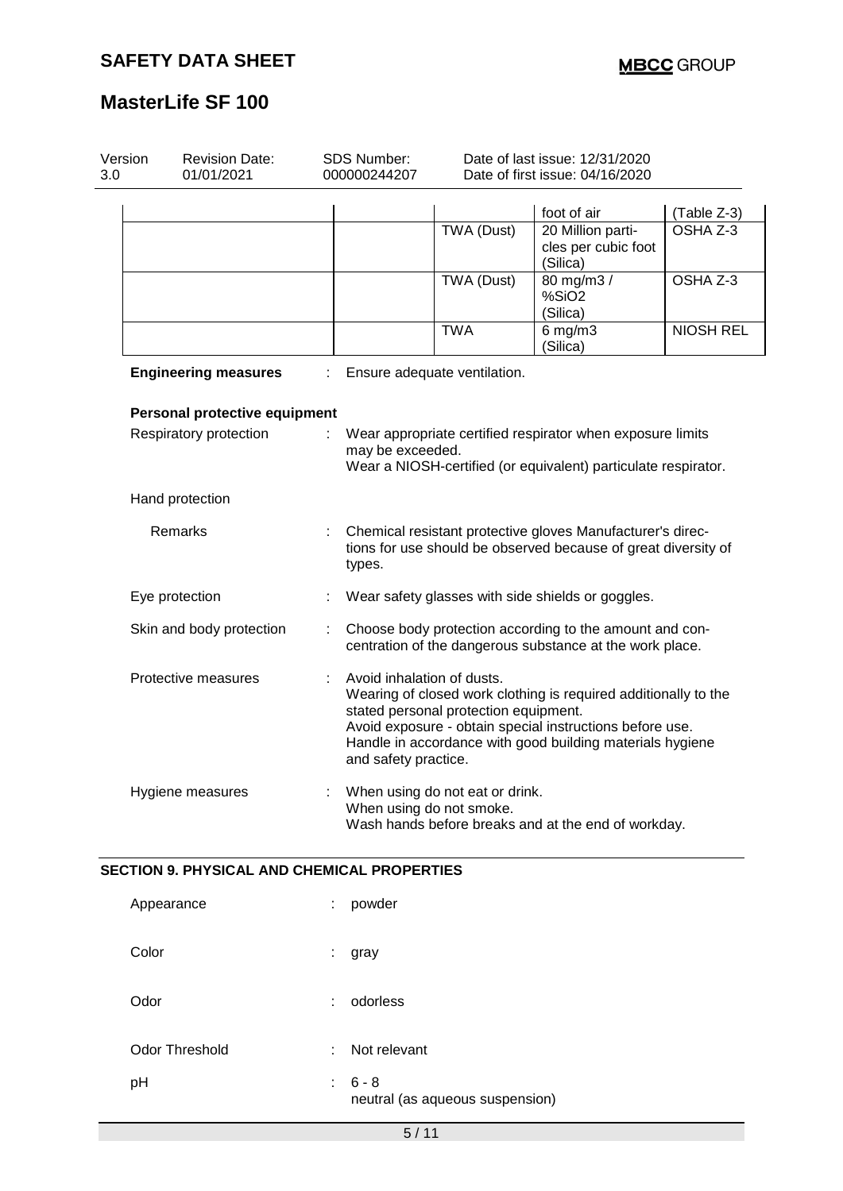| | | | | |
|---|---|---|---|---|
| | | | foot of air | (Table Z-3) |
| | | TWA (Dust) | 20 Million particles per cubic foot (Silica) | OSHA Z-3 |
| | | TWA (Dust) | 80 mg/m3 / %SiO2 (Silica) | OSHA Z-3 |
| | | TWA | 6 mg/m3 (Silica) | NIOSH REL |

**Engineering measures** : Ensure adequate ventilation.

**Personal protective equipment**

Respiratory protection : Wear appropriate certified respirator when exposure limits may be exceeded.
Wear a NIOSH-certified (or equivalent) particulate respirator.

Hand protection

Remarks : Chemical resistant protective gloves Manufacturer's directions for use should be observed because of great diversity of types.

Eye protection : Wear safety glasses with side shields or goggles.

Skin and body protection : Choose body protection according to the amount and concentration of the dangerous substance at the work place.

Protective measures : Avoid inhalation of dusts.
Wearing of closed work clothing is required additionally to the stated personal protection equipment.
Avoid exposure - obtain special instructions before use.
Handle in accordance with good building materials hygiene and safety practice.

Hygiene measures : When using do not eat or drink.
When using do not smoke.
Wash hands before breaks and at the end of workday.

## SECTION 9. PHYSICAL AND CHEMICAL PROPERTIES

Appearance : powder

Color : gray

Odor : odorless

Odor Threshold : Not relevant

pH : 6 - 8
neutral (as aqueous suspension)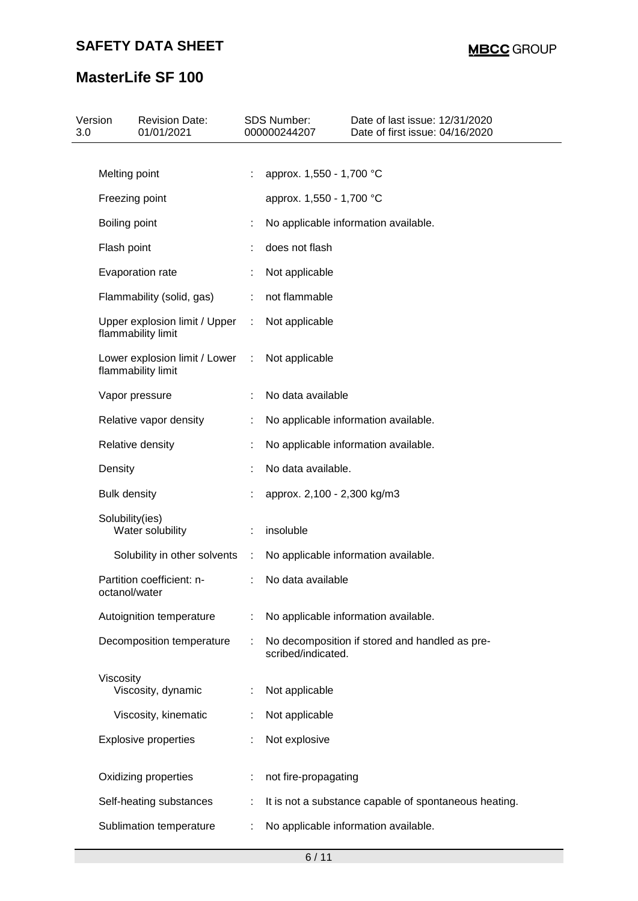| Property | | Value |
|---|---|---|
| Melting point | : | approx. 1,550 - 1,700 °C |
| Freezing point | | approx. 1,550 - 1,700 °C |
| Boiling point | : | No applicable information available. |
| Flash point | : | does not flash |
| Evaporation rate | : | Not applicable |
| Flammability (solid, gas) | : | not flammable |
| Upper explosion limit / Upper flammability limit | : | Not applicable |
| Lower explosion limit / Lower flammability limit | : | Not applicable |
| Vapor pressure | : | No data available |
| Relative vapor density | : | No applicable information available. |
| Relative density | : | No applicable information available. |
| Density | : | No data available. |
| Bulk density | : | approx. 2,100 - 2,300 kg/m3 |
| Solubility(ies) | | |
| Water solubility | : | insoluble |
| Solubility in other solvents | : | No applicable information available. |
| Partition coefficient: n-octanol/water | : | No data available |
| Autoignition temperature | : | No applicable information available. |
| Decomposition temperature | : | No decomposition if stored and handled as prescribed/indicated. |
| Viscosity | | |
| Viscosity, dynamic | : | Not applicable |
| Viscosity, kinematic | : | Not applicable |
| Explosive properties | : | Not explosive |
| Oxidizing properties | : | not fire-propagating |
| Self-heating substances | : | It is not a substance capable of spontaneous heating. |
| Sublimation temperature | : | No applicable information available. |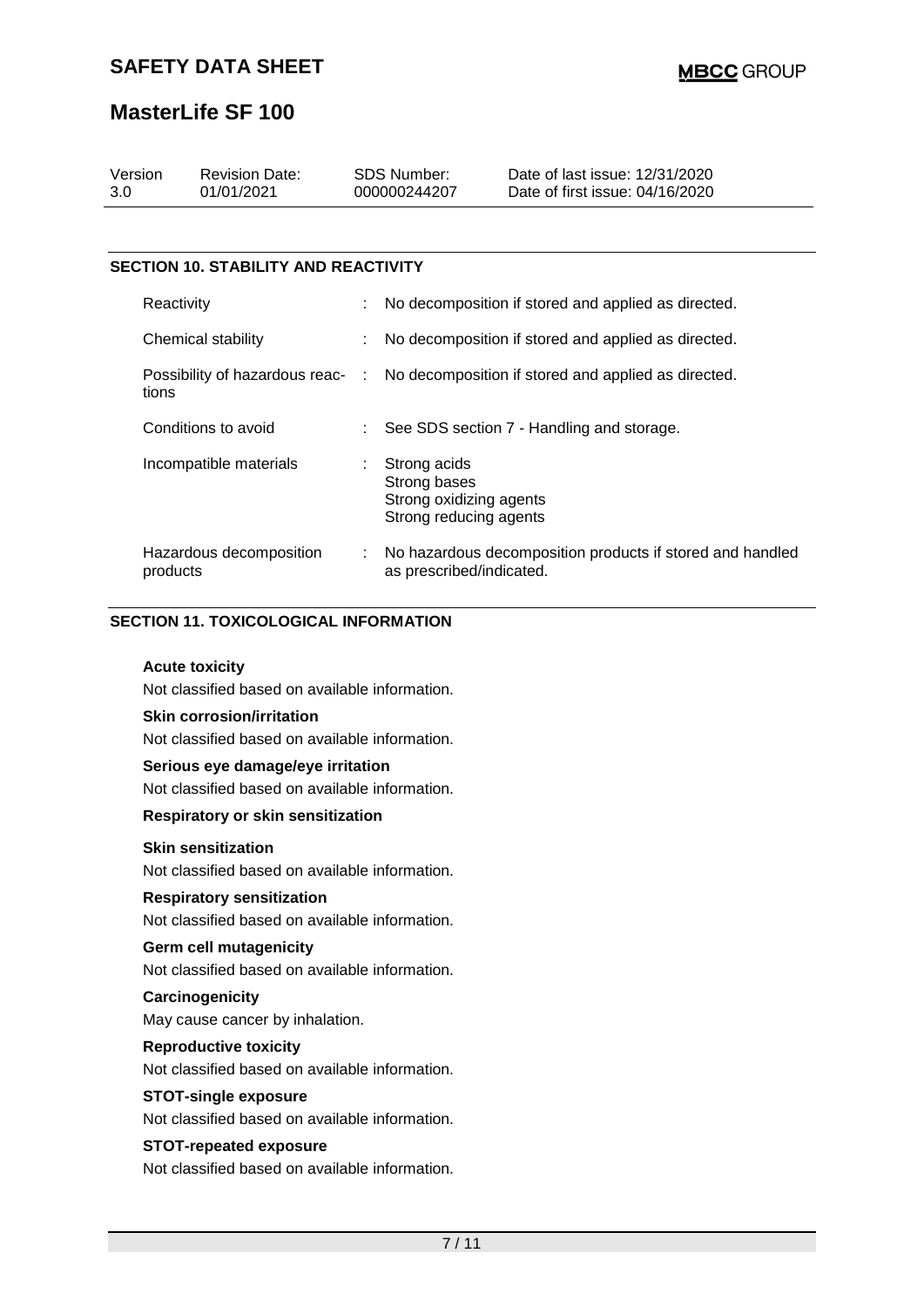## SECTION 10. STABILITY AND REACTIVITY

| | |
|---|---|
| Reactivity | : No decomposition if stored and applied as directed. |
| Chemical stability | : No decomposition if stored and applied as directed. |
| Possibility of hazardous reactions | : No decomposition if stored and applied as directed. |
| Conditions to avoid | : See SDS section 7 - Handling and storage. |
| Incompatible materials | : Strong acids<br>Strong bases<br>Strong oxidizing agents<br>Strong reducing agents |
| Hazardous decomposition products | : No hazardous decomposition products if stored and handled as prescribed/indicated. |

## SECTION 11. TOXICOLOGICAL INFORMATION

**Acute toxicity**

Not classified based on available information.

**Skin corrosion/irritation**

Not classified based on available information.

**Serious eye damage/eye irritation**

Not classified based on available information.

**Respiratory or skin sensitization**

**Skin sensitization**

Not classified based on available information.

**Respiratory sensitization**

Not classified based on available information.

**Germ cell mutagenicity**

Not classified based on available information.

**Carcinogenicity**

May cause cancer by inhalation.

**Reproductive toxicity**

Not classified based on available information.

**STOT-single exposure**

Not classified based on available information.

**STOT-repeated exposure**

Not classified based on available information.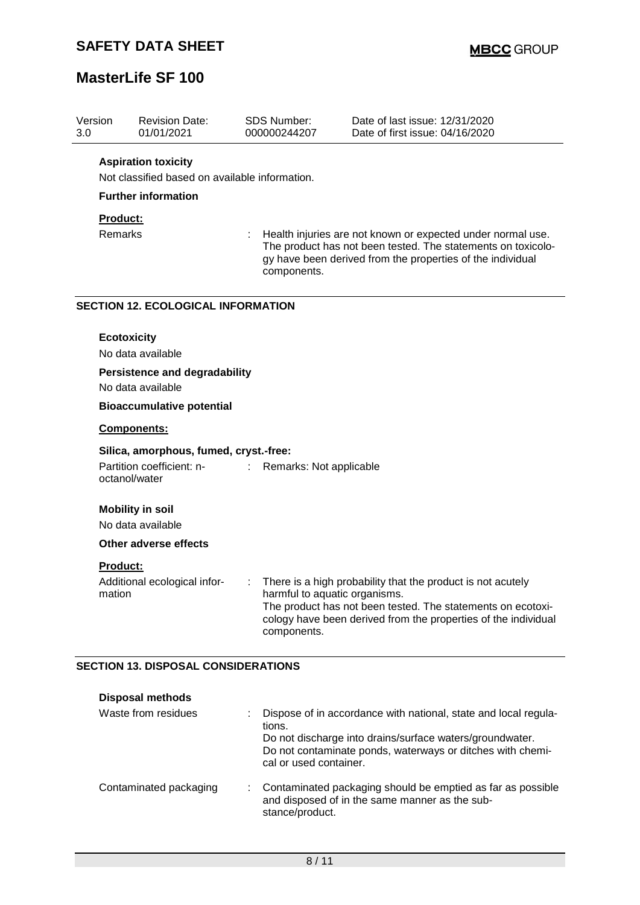**Aspiration toxicity**

Not classified based on available information.

**Further information**

**Product:**

Remarks : Health injuries are not known or expected under normal use. The product has not been tested. The statements on toxicology have been derived from the properties of the individual components.

## SECTION 12. ECOLOGICAL INFORMATION

**Ecotoxicity**

No data available

**Persistence and degradability**

No data available

**Bioaccumulative potential**

**Components:**

**Silica, amorphous, fumed, cryst.-free:**

Partition coefficient: n-octanol/water : Remarks: Not applicable

**Mobility in soil**

No data available

**Other adverse effects**

**Product:**

Additional ecological information : There is a high probability that the product is not acutely harmful to aquatic organisms.
The product has not been tested. The statements on ecotoxicology have been derived from the properties of the individual components.

## SECTION 13. DISPOSAL CONSIDERATIONS

**Disposal methods**

Waste from residues : Dispose of in accordance with national, state and local regulations.
Do not discharge into drains/surface waters/groundwater.
Do not contaminate ponds, waterways or ditches with chemical or used container.

Contaminated packaging : Contaminated packaging should be emptied as far as possible and disposed of in the same manner as the substance/product.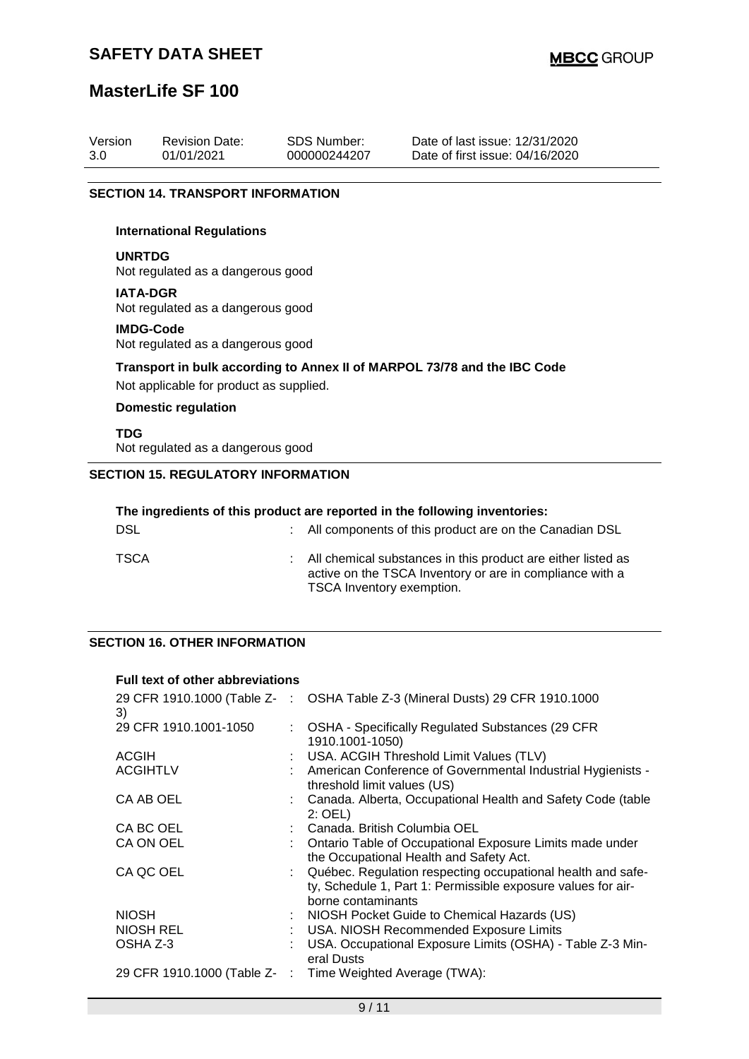| Version | Revision Date: | SDS Number: | Date of last issue: 12/31/2020 |
|---|---|---|---|
| 3.0 | 01/01/2021 | 000000244207 | Date of first issue: 04/16/2020 |

## SECTION 14. TRANSPORT INFORMATION

### International Regulations

**UNRTDG**
Not regulated as a dangerous good

**IATA-DGR**
Not regulated as a dangerous good

**IMDG-Code**
Not regulated as a dangerous good

**Transport in bulk according to Annex II of MARPOL 73/78 and the IBC Code**
Not applicable for product as supplied.

### Domestic regulation

**TDG**
Not regulated as a dangerous good

## SECTION 15. REGULATORY INFORMATION

**The ingredients of this product are reported in the following inventories:**

| | | |
|---|---|---|
| DSL | : | All components of this product are on the Canadian DSL |
| TSCA | : | All chemical substances in this product are either listed as active on the TSCA Inventory or are in compliance with a TSCA Inventory exemption. |

## SECTION 16. OTHER INFORMATION

**Full text of other abbreviations**

| | | |
|---|---|---|
| 29 CFR 1910.1000 (Table Z-3) | : | OSHA Table Z-3 (Mineral Dusts) 29 CFR 1910.1000 |
| 29 CFR 1910.1001-1050 | : | OSHA - Specifically Regulated Substances (29 CFR 1910.1001-1050) |
| ACGIH | : | USA. ACGIH Threshold Limit Values (TLV) |
| ACGIHTLV | : | American Conference of Governmental Industrial Hygienists - threshold limit values (US) |
| CA AB OEL | : | Canada. Alberta, Occupational Health and Safety Code (table 2: OEL) |
| CA BC OEL | : | Canada. British Columbia OEL |
| CA ON OEL | : | Ontario Table of Occupational Exposure Limits made under the Occupational Health and Safety Act. |
| CA QC OEL | : | Québec. Regulation respecting occupational health and safety, Schedule 1, Part 1: Permissible exposure values for airborne contaminants |
| NIOSH | : | NIOSH Pocket Guide to Chemical Hazards (US) |
| NIOSH REL | : | USA. NIOSH Recommended Exposure Limits |
| OSHA Z-3 | : | USA. Occupational Exposure Limits (OSHA) - Table Z-3 Mineral Dusts |
| 29 CFR 1910.1000 (Table Z- | : | Time Weighted Average (TWA): |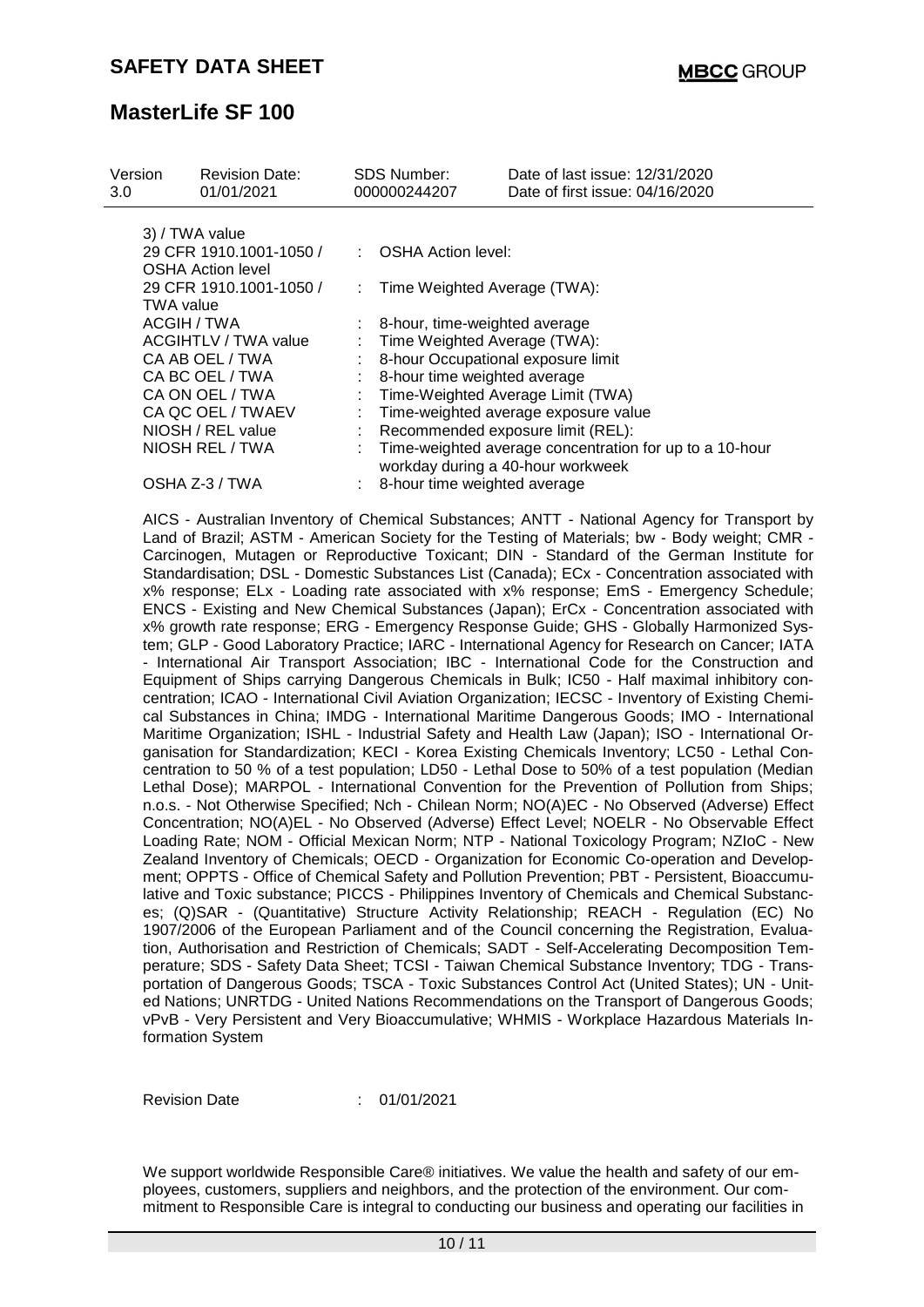| Version | Revision Date: | SDS Number: | Date of last issue: 12/31/2020 |
|---|---|---|---|
| 3.0 | 01/01/2021 | 000000244207 | Date of first issue: 04/16/2020 |

| | | |
|---|---|---|
| 3) / TWA value | | |
| 29 CFR 1910.1001-1050 / OSHA Action level | : | OSHA Action level: |
| 29 CFR 1910.1001-1050 / TWA value | : | Time Weighted Average (TWA): |
| ACGIH / TWA | : | 8-hour, time-weighted average |
| ACGIHTLV / TWA value | : | Time Weighted Average (TWA): |
| CA AB OEL / TWA | : | 8-hour Occupational exposure limit |
| CA BC OEL / TWA | : | 8-hour time weighted average |
| CA ON OEL / TWA | : | Time-Weighted Average Limit (TWA) |
| CA QC OEL / TWAEV | : | Time-weighted average exposure value |
| NIOSH / REL value | : | Recommended exposure limit (REL): |
| NIOSH REL / TWA | : | Time-weighted average concentration for up to a 10-hour workday during a 40-hour workweek |
| OSHA Z-3 / TWA | : | 8-hour time weighted average |

AICS - Australian Inventory of Chemical Substances; ANTT - National Agency for Transport by Land of Brazil; ASTM - American Society for the Testing of Materials; bw - Body weight; CMR - Carcinogen, Mutagen or Reproductive Toxicant; DIN - Standard of the German Institute for Standardisation; DSL - Domestic Substances List (Canada); ECx - Concentration associated with x% response; ELx - Loading rate associated with x% response; EmS - Emergency Schedule; ENCS - Existing and New Chemical Substances (Japan); ErCx - Concentration associated with x% growth rate response; ERG - Emergency Response Guide; GHS - Globally Harmonized System; GLP - Good Laboratory Practice; IARC - International Agency for Research on Cancer; IATA - International Air Transport Association; IBC - International Code for the Construction and Equipment of Ships carrying Dangerous Chemicals in Bulk; IC50 - Half maximal inhibitory concentration; ICAO - International Civil Aviation Organization; IECSC - Inventory of Existing Chemical Substances in China; IMDG - International Maritime Dangerous Goods; IMO - International Maritime Organization; ISHL - Industrial Safety and Health Law (Japan); ISO - International Organisation for Standardization; KECI - Korea Existing Chemicals Inventory; LC50 - Lethal Concentration to 50 % of a test population; LD50 - Lethal Dose to 50% of a test population (Median Lethal Dose); MARPOL - International Convention for the Prevention of Pollution from Ships; n.o.s. - Not Otherwise Specified; Nch - Chilean Norm; NO(A)EC - No Observed (Adverse) Effect Concentration; NO(A)EL - No Observed (Adverse) Effect Level; NOELR - No Observable Effect Loading Rate; NOM - Official Mexican Norm; NTP - National Toxicology Program; NZIoC - New Zealand Inventory of Chemicals; OECD - Organization for Economic Co-operation and Development; OPPTS - Office of Chemical Safety and Pollution Prevention; PBT - Persistent, Bioaccumulative and Toxic substance; PICCS - Philippines Inventory of Chemicals and Chemical Substances; (Q)SAR - (Quantitative) Structure Activity Relationship; REACH - Regulation (EC) No 1907/2006 of the European Parliament and of the Council concerning the Registration, Evaluation, Authorisation and Restriction of Chemicals; SADT - Self-Accelerating Decomposition Temperature; SDS - Safety Data Sheet; TCSI - Taiwan Chemical Substance Inventory; TDG - Transportation of Dangerous Goods; TSCA - Toxic Substances Control Act (United States); UN - United Nations; UNRTDG - United Nations Recommendations on the Transport of Dangerous Goods; vPvB - Very Persistent and Very Bioaccumulative; WHMIS - Workplace Hazardous Materials Information System

Revision Date : 01/01/2021

We support worldwide Responsible Care® initiatives. We value the health and safety of our employees, customers, suppliers and neighbors, and the protection of the environment. Our commitment to Responsible Care is integral to conducting our business and operating our facilities in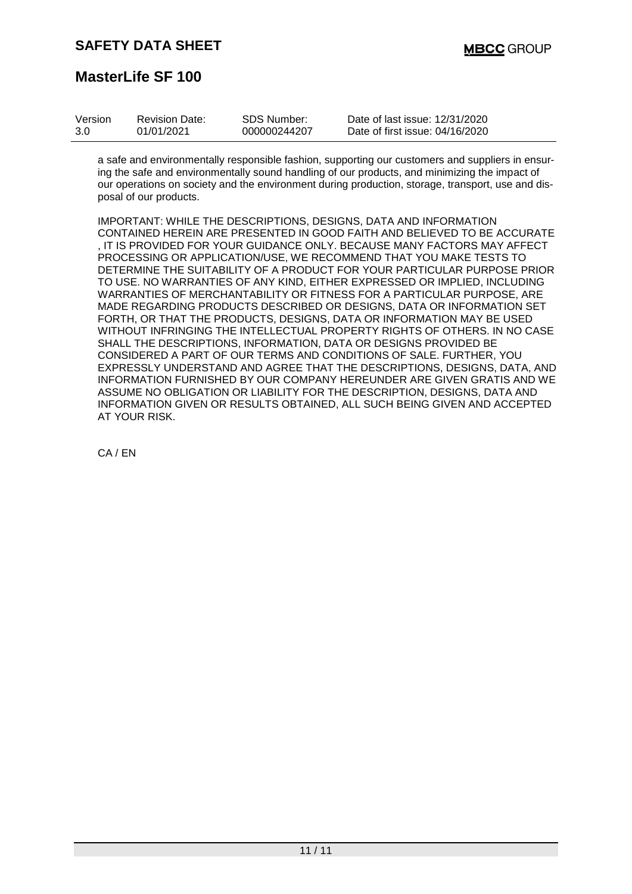a safe and environmentally responsible fashion, supporting our customers and suppliers in ensuring the safe and environmentally sound handling of our products, and minimizing the impact of our operations on society and the environment during production, storage, transport, use and disposal of our products.

IMPORTANT: WHILE THE DESCRIPTIONS, DESIGNS, DATA AND INFORMATION CONTAINED HEREIN ARE PRESENTED IN GOOD FAITH AND BELIEVED TO BE ACCURATE , IT IS PROVIDED FOR YOUR GUIDANCE ONLY. BECAUSE MANY FACTORS MAY AFFECT PROCESSING OR APPLICATION/USE, WE RECOMMEND THAT YOU MAKE TESTS TO DETERMINE THE SUITABILITY OF A PRODUCT FOR YOUR PARTICULAR PURPOSE PRIOR TO USE. NO WARRANTIES OF ANY KIND, EITHER EXPRESSED OR IMPLIED, INCLUDING WARRANTIES OF MERCHANTABILITY OR FITNESS FOR A PARTICULAR PURPOSE, ARE MADE REGARDING PRODUCTS DESCRIBED OR DESIGNS, DATA OR INFORMATION SET FORTH, OR THAT THE PRODUCTS, DESIGNS, DATA OR INFORMATION MAY BE USED WITHOUT INFRINGING THE INTELLECTUAL PROPERTY RIGHTS OF OTHERS. IN NO CASE SHALL THE DESCRIPTIONS, INFORMATION, DATA OR DESIGNS PROVIDED BE CONSIDERED A PART OF OUR TERMS AND CONDITIONS OF SALE. FURTHER, YOU EXPRESSLY UNDERSTAND AND AGREE THAT THE DESCRIPTIONS, DESIGNS, DATA, AND INFORMATION FURNISHED BY OUR COMPANY HEREUNDER ARE GIVEN GRATIS AND WE ASSUME NO OBLIGATION OR LIABILITY FOR THE DESCRIPTION, DESIGNS, DATA AND INFORMATION GIVEN OR RESULTS OBTAINED, ALL SUCH BEING GIVEN AND ACCEPTED AT YOUR RISK.

CA / EN